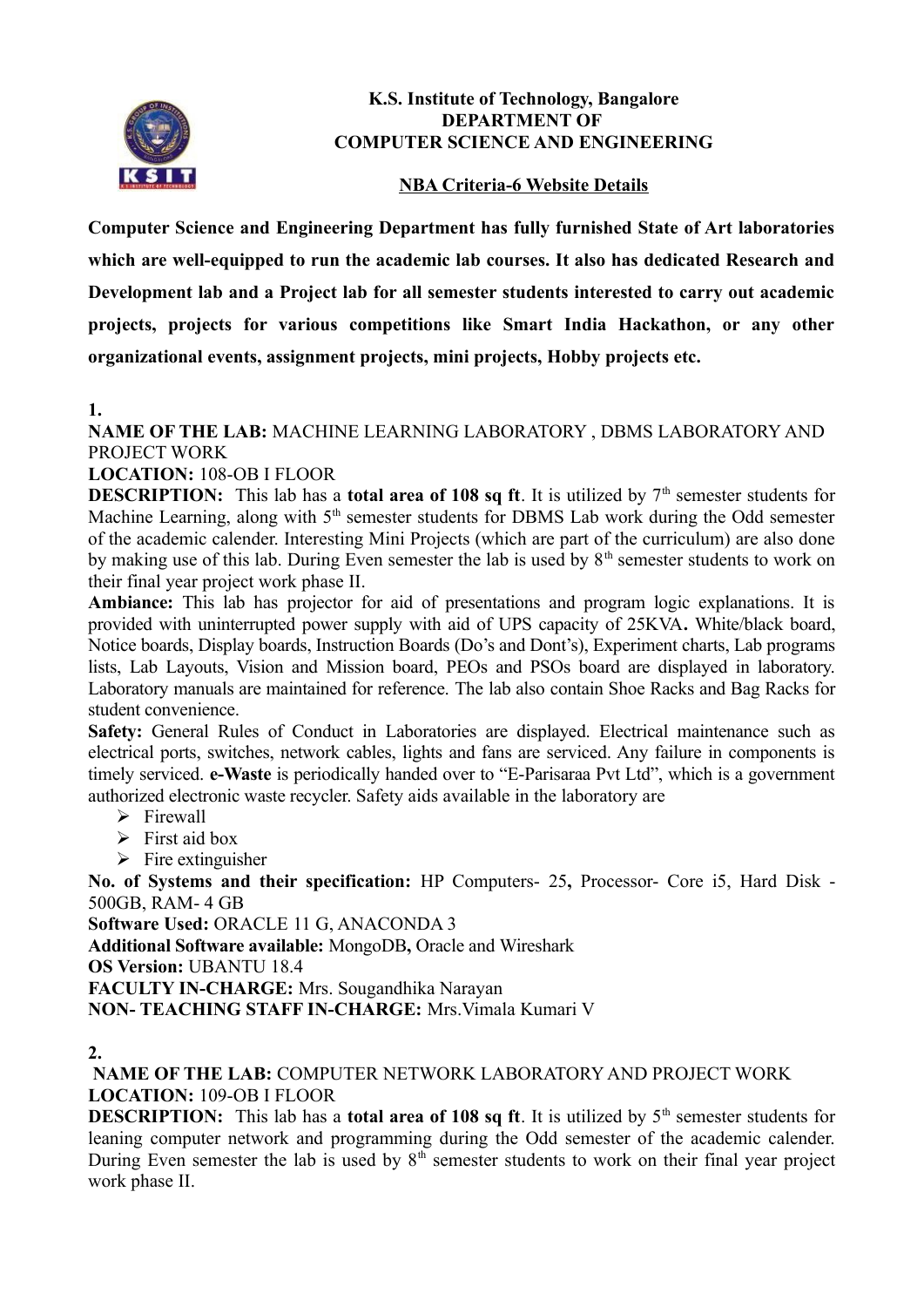**K.S. Institute of Technology, Bangalore**
**DEPARTMENT OF**
**COMPUTER SCIENCE AND ENGINEERING**

**NBA Criteria-6 Website Details**

**Computer Science and Engineering Department has fully furnished State of Art laboratories which are well-equipped to run the academic lab courses. It also has dedicated Research and Development lab and a Project lab for all semester students interested to carry out academic projects, projects for various competitions like Smart India Hackathon, or any other organizational events, assignment projects, mini projects, Hobby projects etc.**

**1.**

**NAME OF THE LAB:** MACHINE LEARNING LABORATORY , DBMS LABORATORY AND PROJECT WORK

**LOCATION:** 108-OB I FLOOR

**DESCRIPTION:** This lab has a **total area of 108 sq ft**. It is utilized by 7th semester students for Machine Learning, along with 5th semester students for DBMS Lab work during the Odd semester of the academic calender. Interesting Mini Projects (which are part of the curriculum) are also done by making use of this lab. During Even semester the lab is used by 8th semester students to work on their final year project work phase II.

**Ambiance:** This lab has projector for aid of presentations and program logic explanations. It is provided with uninterrupted power supply with aid of UPS capacity of 25KVA**.** White/black board, Notice boards, Display boards, Instruction Boards (Do's and Dont's), Experiment charts, Lab programs lists, Lab Layouts, Vision and Mission board, PEOs and PSOs board are displayed in laboratory. Laboratory manuals are maintained for reference. The lab also contain Shoe Racks and Bag Racks for student convenience.

**Safety:** General Rules of Conduct in Laboratories are displayed. Electrical maintenance such as electrical ports, switches, network cables, lights and fans are serviced. Any failure in components is timely serviced. **e-Waste** is periodically handed over to "E-Parisaraa Pvt Ltd", which is a government authorized electronic waste recycler. Safety aids available in the laboratory are

- Firewall
- First aid box
- Fire extinguisher

**No. of Systems and their specification:** HP Computers- 25**,** Processor- Core i5, Hard Disk - 500GB, RAM- 4 GB

**Software Used:** ORACLE 11 G, ANACONDA 3

**Additional Software available:** MongoDB**,** Oracle and Wireshark

**OS Version:** UBANTU 18.4

**FACULTY IN-CHARGE:** Mrs. Sougandhika Narayan

**NON- TEACHING STAFF IN-CHARGE:** Mrs.Vimala Kumari V

**2.**

**NAME OF THE LAB:** COMPUTER NETWORK LABORATORY AND PROJECT WORK

**LOCATION:** 109-OB I FLOOR

**DESCRIPTION:** This lab has a **total area of 108 sq ft**. It is utilized by 5th semester students for leaning computer network and programming during the Odd semester of the academic calender. During Even semester the lab is used by 8th semester students to work on their final year project work phase II.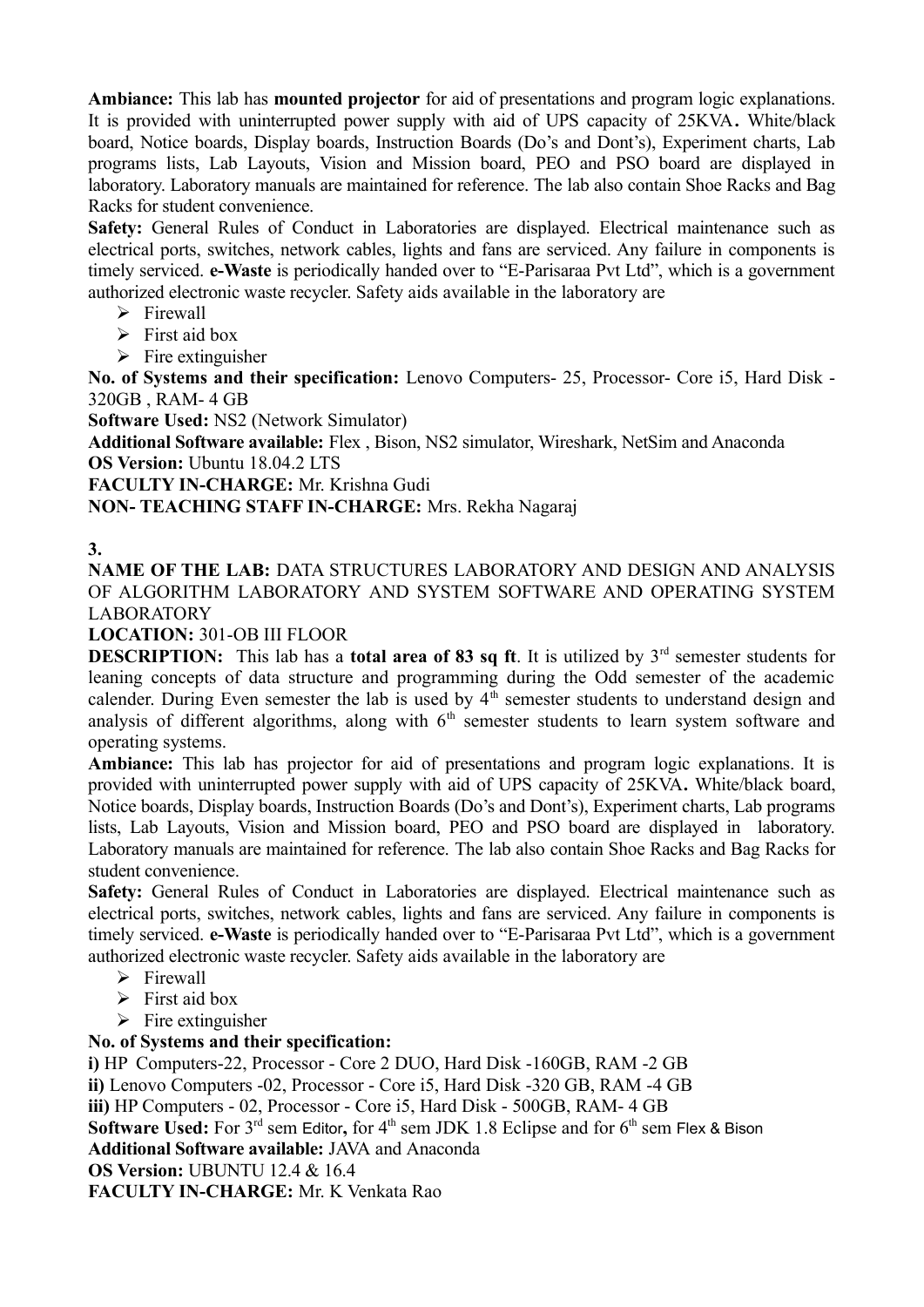**Ambiance:** This lab has **mounted projector** for aid of presentations and program logic explanations. It is provided with uninterrupted power supply with aid of UPS capacity of 25KVA**.** White/black board, Notice boards, Display boards, Instruction Boards (Do's and Dont's), Experiment charts, Lab programs lists, Lab Layouts, Vision and Mission board, PEO and PSO board are displayed in laboratory. Laboratory manuals are maintained for reference. The lab also contain Shoe Racks and Bag Racks for student convenience.

**Safety:** General Rules of Conduct in Laboratories are displayed. Electrical maintenance such as electrical ports, switches, network cables, lights and fans are serviced. Any failure in components is timely serviced. **e-Waste** is periodically handed over to "E-Parisaraa Pvt Ltd", which is a government authorized electronic waste recycler. Safety aids available in the laboratory are

- Firewall
- First aid box
- Fire extinguisher

**No. of Systems and their specification:** Lenovo Computers- 25, Processor- Core i5, Hard Disk - 320GB , RAM- 4 GB

**Software Used:** NS2 (Network Simulator)

**Additional Software available:** Flex , Bison, NS2 simulator, Wireshark, NetSim and Anaconda

**OS Version:** Ubuntu 18.04.2 LTS

**FACULTY IN-CHARGE:** Mr. Krishna Gudi

**NON- TEACHING STAFF IN-CHARGE:** Mrs. Rekha Nagaraj

**3.**

**NAME OF THE LAB:** DATA STRUCTURES LABORATORY AND DESIGN AND ANALYSIS OF ALGORITHM LABORATORY AND SYSTEM SOFTWARE AND OPERATING SYSTEM LABORATORY

**LOCATION:** 301-OB III FLOOR

**DESCRIPTION:** This lab has a **total area of 83 sq ft**. It is utilized by 3rd semester students for leaning concepts of data structure and programming during the Odd semester of the academic calender. During Even semester the lab is used by 4th semester students to understand design and analysis of different algorithms, along with 6th semester students to learn system software and operating systems.

**Ambiance:** This lab has projector for aid of presentations and program logic explanations. It is provided with uninterrupted power supply with aid of UPS capacity of 25KVA**.** White/black board, Notice boards, Display boards, Instruction Boards (Do's and Dont's), Experiment charts, Lab programs lists, Lab Layouts, Vision and Mission board, PEO and PSO board are displayed in laboratory. Laboratory manuals are maintained for reference. The lab also contain Shoe Racks and Bag Racks for student convenience.

**Safety:** General Rules of Conduct in Laboratories are displayed. Electrical maintenance such as electrical ports, switches, network cables, lights and fans are serviced. Any failure in components is timely serviced. **e-Waste** is periodically handed over to "E-Parisaraa Pvt Ltd", which is a government authorized electronic waste recycler. Safety aids available in the laboratory are

- Firewall
- First aid box
- Fire extinguisher

**No. of Systems and their specification:**

**i)** HP Computers-22, Processor - Core 2 DUO, Hard Disk -160GB, RAM -2 GB

**ii)** Lenovo Computers -02, Processor - Core i5, Hard Disk -320 GB, RAM -4 GB

**iii)** HP Computers - 02, Processor - Core i5, Hard Disk - 500GB, RAM- 4 GB

**Software Used:** For 3rd sem Editor**,** for 4th sem JDK 1.8 Eclipse and for 6th sem Flex & Bison

**Additional Software available:** JAVA and Anaconda

**OS Version:** UBUNTU 12.4 & 16.4

**FACULTY IN-CHARGE:** Mr. K Venkata Rao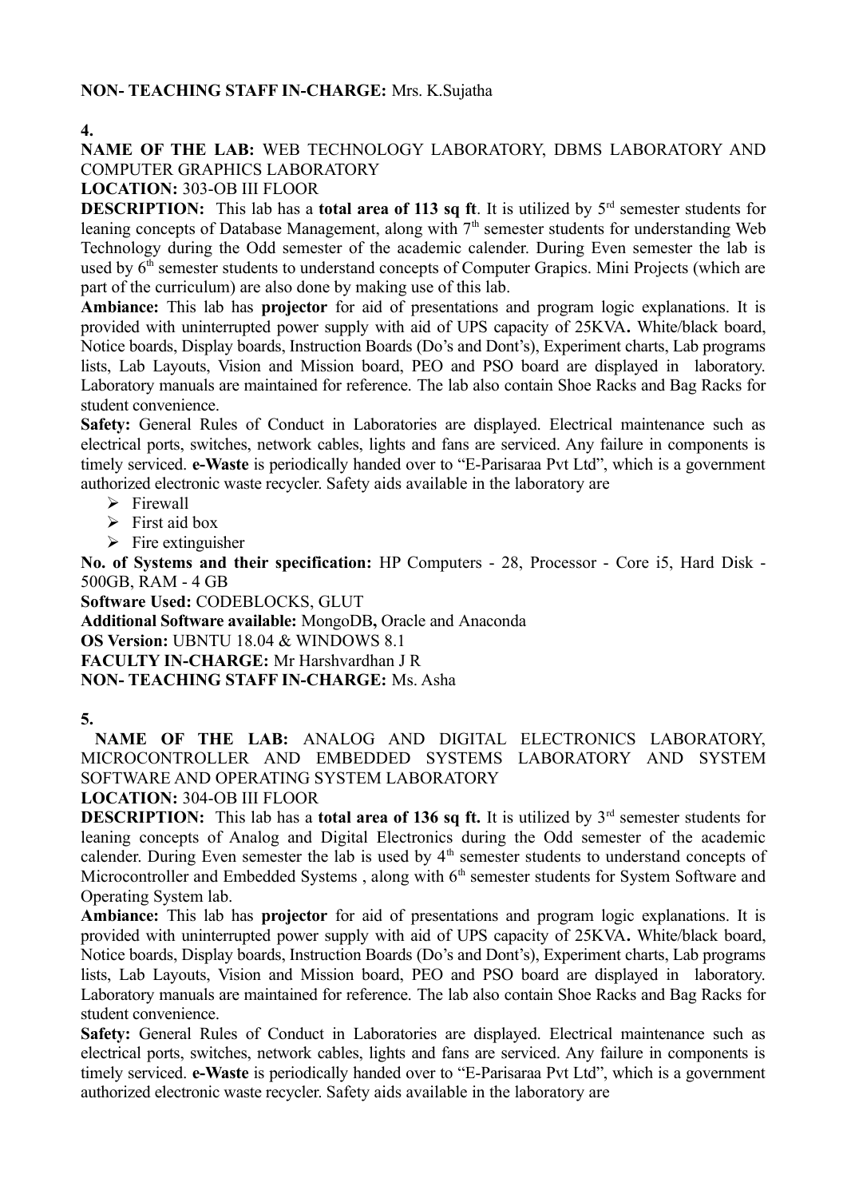**NON- TEACHING STAFF IN-CHARGE:** Mrs. K.Sujatha

**4.**

**NAME OF THE LAB:** WEB TECHNOLOGY LABORATORY, DBMS LABORATORY AND COMPUTER GRAPHICS LABORATORY

**LOCATION:** 303-OB III FLOOR

**DESCRIPTION:** This lab has a **total area of 113 sq ft**. It is utilized by 5rd semester students for leaning concepts of Database Management, along with 7th semester students for understanding Web Technology during the Odd semester of the academic calender. During Even semester the lab is used by 6th semester students to understand concepts of Computer Grapics. Mini Projects (which are part of the curriculum) are also done by making use of this lab.

**Ambiance:** This lab has **projector** for aid of presentations and program logic explanations. It is provided with uninterrupted power supply with aid of UPS capacity of 25KVA**.** White/black board, Notice boards, Display boards, Instruction Boards (Do's and Dont's), Experiment charts, Lab programs lists, Lab Layouts, Vision and Mission board, PEO and PSO board are displayed in laboratory. Laboratory manuals are maintained for reference. The lab also contain Shoe Racks and Bag Racks for student convenience.

**Safety:** General Rules of Conduct in Laboratories are displayed. Electrical maintenance such as electrical ports, switches, network cables, lights and fans are serviced. Any failure in components is timely serviced. **e-Waste** is periodically handed over to "E-Parisaraa Pvt Ltd", which is a government authorized electronic waste recycler. Safety aids available in the laboratory are

- Firewall
- First aid box
- Fire extinguisher

**No. of Systems and their specification:** HP Computers - 28, Processor - Core i5, Hard Disk - 500GB, RAM - 4 GB

**Software Used:** CODEBLOCKS, GLUT

**Additional Software available:** MongoDB**,** Oracle and Anaconda

**OS Version:** UBNTU 18.04 & WINDOWS 8.1

**FACULTY IN-CHARGE:** Mr Harshvardhan J R

**NON- TEACHING STAFF IN-CHARGE:** Ms. Asha

**5.**

**NAME OF THE LAB:** ANALOG AND DIGITAL ELECTRONICS LABORATORY, MICROCONTROLLER AND EMBEDDED SYSTEMS LABORATORY AND SYSTEM SOFTWARE AND OPERATING SYSTEM LABORATORY

**LOCATION:** 304-OB III FLOOR

**DESCRIPTION:** This lab has a **total area of 136 sq ft.** It is utilized by 3rd semester students for leaning concepts of Analog and Digital Electronics during the Odd semester of the academic calender. During Even semester the lab is used by 4th semester students to understand concepts of Microcontroller and Embedded Systems , along with 6th semester students for System Software and Operating System lab.

**Ambiance:** This lab has **projector** for aid of presentations and program logic explanations. It is provided with uninterrupted power supply with aid of UPS capacity of 25KVA**.** White/black board, Notice boards, Display boards, Instruction Boards (Do's and Dont's), Experiment charts, Lab programs lists, Lab Layouts, Vision and Mission board, PEO and PSO board are displayed in laboratory. Laboratory manuals are maintained for reference. The lab also contain Shoe Racks and Bag Racks for student convenience.

**Safety:** General Rules of Conduct in Laboratories are displayed. Electrical maintenance such as electrical ports, switches, network cables, lights and fans are serviced. Any failure in components is timely serviced. **e-Waste** is periodically handed over to "E-Parisaraa Pvt Ltd", which is a government authorized electronic waste recycler. Safety aids available in the laboratory are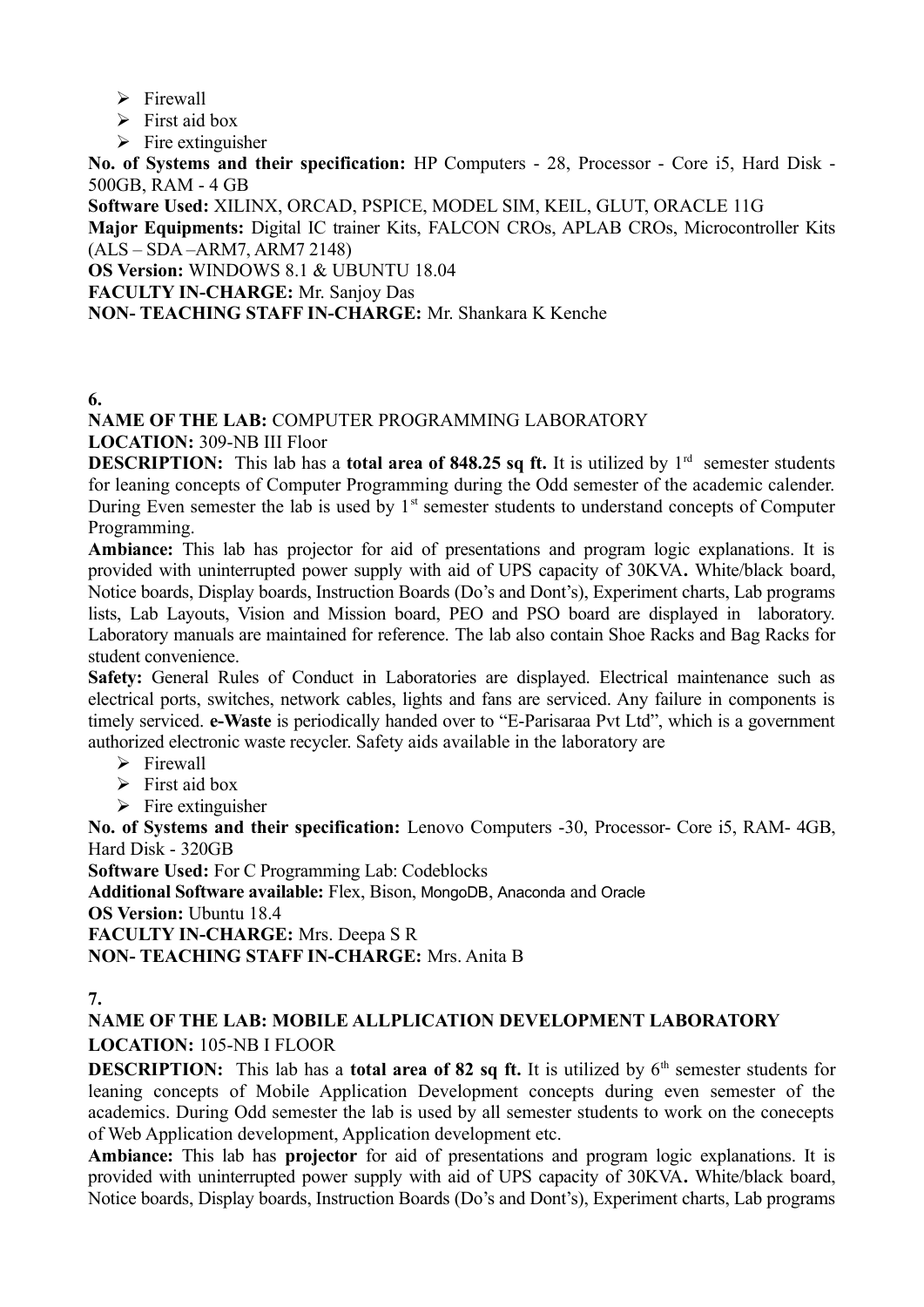- Firewall
- First aid box
- Fire extinguisher

**No. of Systems and their specification:** HP Computers - 28, Processor - Core i5, Hard Disk - 500GB, RAM - 4 GB

**Software Used:** XILINX, ORCAD, PSPICE, MODEL SIM, KEIL, GLUT, ORACLE 11G

**Major Equipments:** Digital IC trainer Kits, FALCON CROs, APLAB CROs, Microcontroller Kits (ALS – SDA –ARM7, ARM7 2148)

**OS Version:** WINDOWS 8.1 & UBUNTU 18.04

**FACULTY IN-CHARGE:** Mr. Sanjoy Das

**NON- TEACHING STAFF IN-CHARGE:** Mr. Shankara K Kenche

**6.**

**NAME OF THE LAB:** COMPUTER PROGRAMMING LABORATORY

**LOCATION:** 309-NB III Floor

**DESCRIPTION:** This lab has a **total area of 848.25 sq ft.** It is utilized by 1rd semester students for leaning concepts of Computer Programming during the Odd semester of the academic calender. During Even semester the lab is used by 1st semester students to understand concepts of Computer Programming.

**Ambiance:** This lab has projector for aid of presentations and program logic explanations. It is provided with uninterrupted power supply with aid of UPS capacity of 30KVA**.** White/black board, Notice boards, Display boards, Instruction Boards (Do's and Dont's), Experiment charts, Lab programs lists, Lab Layouts, Vision and Mission board, PEO and PSO board are displayed in laboratory. Laboratory manuals are maintained for reference. The lab also contain Shoe Racks and Bag Racks for student convenience.

**Safety:** General Rules of Conduct in Laboratories are displayed. Electrical maintenance such as electrical ports, switches, network cables, lights and fans are serviced. Any failure in components is timely serviced. **e-Waste** is periodically handed over to "E-Parisaraa Pvt Ltd", which is a government authorized electronic waste recycler. Safety aids available in the laboratory are

- Firewall
- First aid box
- Fire extinguisher

**No. of Systems and their specification:** Lenovo Computers -30, Processor- Core i5, RAM- 4GB, Hard Disk - 320GB

**Software Used:** For C Programming Lab: Codeblocks

**Additional Software available:** Flex, Bison, MongoDB, Anaconda and Oracle

**OS Version:** Ubuntu 18.4

**FACULTY IN-CHARGE:** Mrs. Deepa S R

**NON- TEACHING STAFF IN-CHARGE:** Mrs. Anita B

**7.**

**NAME OF THE LAB: MOBILE ALLPLICATION DEVELOPMENT LABORATORY**

**LOCATION:** 105-NB I FLOOR

**DESCRIPTION:** This lab has a **total area of 82 sq ft.** It is utilized by 6th semester students for leaning concepts of Mobile Application Development concepts during even semester of the academics. During Odd semester the lab is used by all semester students to work on the conecepts of Web Application development, Application development etc.

**Ambiance:** This lab has **projector** for aid of presentations and program logic explanations. It is provided with uninterrupted power supply with aid of UPS capacity of 30KVA**.** White/black board, Notice boards, Display boards, Instruction Boards (Do's and Dont's), Experiment charts, Lab programs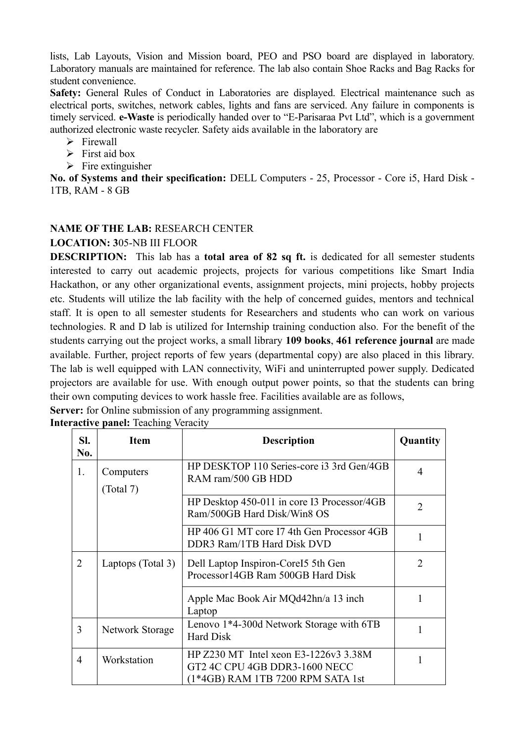lists, Lab Layouts, Vision and Mission board, PEO and PSO board are displayed in laboratory. Laboratory manuals are maintained for reference. The lab also contain Shoe Racks and Bag Racks for student convenience.

**Safety:** General Rules of Conduct in Laboratories are displayed. Electrical maintenance such as electrical ports, switches, network cables, lights and fans are serviced. Any failure in components is timely serviced. **e-Waste** is periodically handed over to "E-Parisaraa Pvt Ltd", which is a government authorized electronic waste recycler. Safety aids available in the laboratory are

- Firewall
- First aid box
- Fire extinguisher

**No. of Systems and their specification:** DELL Computers - 25, Processor - Core i5, Hard Disk - 1TB, RAM - 8 GB

**NAME OF THE LAB:** RESEARCH CENTER

**LOCATION: 3**05-NB III FLOOR

**DESCRIPTION:** This lab has a **total area of 82 sq ft.** is dedicated for all semester students interested to carry out academic projects, projects for various competitions like Smart India Hackathon, or any other organizational events, assignment projects, mini projects, hobby projects etc. Students will utilize the lab facility with the help of concerned guides, mentors and technical staff. It is open to all semester students for Researchers and students who can work on various technologies. R and D lab is utilized for Internship training conduction also. For the benefit of the students carrying out the project works, a small library **109 books**, **461 reference journal** are made available. Further, project reports of few years (departmental copy) are also placed in this library. The lab is well equipped with LAN connectivity, WiFi and uninterrupted power supply. Dedicated projectors are available for use. With enough output power points, so that the students can bring their own computing devices to work hassle free. Facilities available are as follows,

**Server:** for Online submission of any programming assignment.

**Interactive panel:** Teaching Veracity

| Sl. No. | Item | Description | Quantity |
|---|---|---|---|
| 1. | Computers (Total 7) | HP DESKTOP 110 Series-core i3 3rd Gen/4GB RAM ram/500 GB HDD | 4 |
| | | HP Desktop 450-011 in core I3 Processor/4GB Ram/500GB Hard Disk/Win8 OS | 2 |
| | | HP 406 G1 MT core I7 4th Gen Processor 4GB DDR3 Ram/1TB Hard Disk DVD | 1 |
| 2 | Laptops (Total 3) | Dell Laptop Inspiron-CoreI5 5th Gen Processor14GB Ram 500GB Hard Disk | 2 |
| | | Apple Mac Book Air MQd42hn/a 13 inch Laptop | 1 |
| 3 | Network Storage | Lenovo 1*4-300d Network Storage with 6TB Hard Disk | 1 |
| 4 | Workstation | HP Z230 MT Intel xeon E3-1226v3 3.38M GT2 4C CPU 4GB DDR3-1600 NECC (1*4GB) RAM 1TB 7200 RPM SATA 1st | 1 |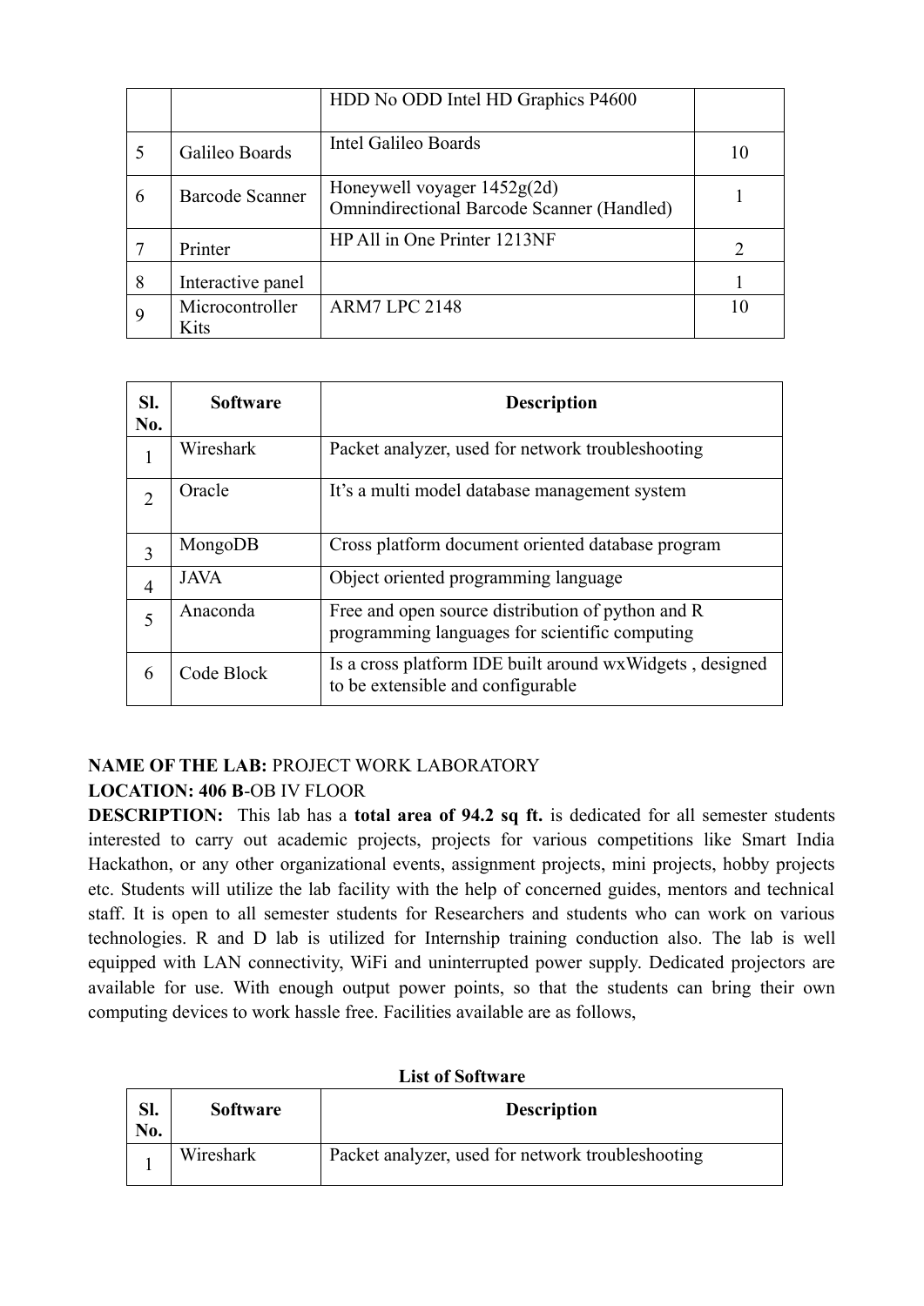|  |  | HDD No ODD Intel HD Graphics P4600 |  |
|---|---|---|---|
| 5 | Galileo Boards | Intel Galileo Boards | 10 |
| 6 | Barcode Scanner | Honeywell voyager 1452g(2d) Omnindirectional Barcode Scanner (Handled) | 1 |
| 7 | Printer | HP All in One Printer 1213NF | 2 |
| 8 | Interactive panel |  | 1 |
| 9 | Microcontroller Kits | ARM7 LPC 2148 | 10 |

| Sl. No. | Software | Description |
|---|---|---|
| 1 | Wireshark | Packet analyzer, used for network troubleshooting |
| 2 | Oracle | It's a multi model database management system |
| 3 | MongoDB | Cross platform document oriented database program |
| 4 | JAVA | Object oriented programming language |
| 5 | Anaconda | Free and open source distribution of python and R programming languages for scientific computing |
| 6 | Code Block | Is a cross platform IDE built around wxWidgets , designed to be extensible and configurable |

**NAME OF THE LAB:** PROJECT WORK LABORATORY

**LOCATION: 406 B**-OB IV FLOOR

**DESCRIPTION:** This lab has a **total area of 94.2 sq ft.** is dedicated for all semester students interested to carry out academic projects, projects for various competitions like Smart India Hackathon, or any other organizational events, assignment projects, mini projects, hobby projects etc. Students will utilize the lab facility with the help of concerned guides, mentors and technical staff. It is open to all semester students for Researchers and students who can work on various technologies. R and D lab is utilized for Internship training conduction also. The lab is well equipped with LAN connectivity, WiFi and uninterrupted power supply. Dedicated projectors are available for use. With enough output power points, so that the students can bring their own computing devices to work hassle free. Facilities available are as follows,

**List of Software**

| Sl. No. | Software | Description |
|---|---|---|
| 1 | Wireshark | Packet analyzer, used for network troubleshooting |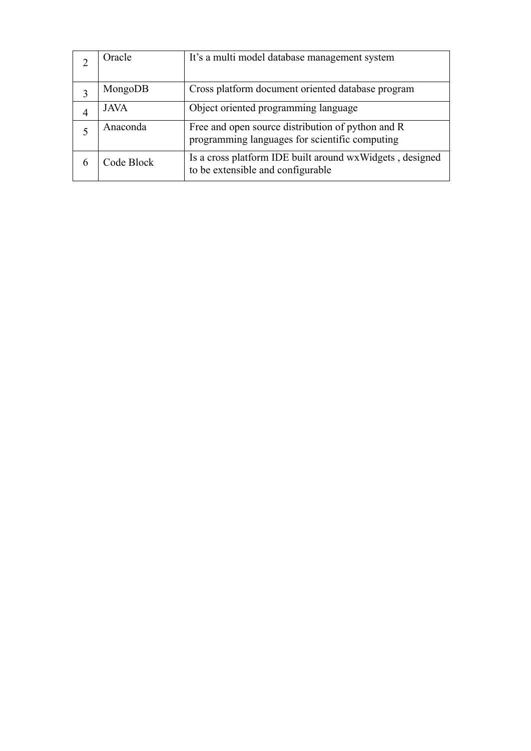| | | |
|---|---|---|
| 2 | Oracle | It’s a multi model database management system |
| 3 | MongoDB | Cross platform document oriented database program |
| 4 | JAVA | Object oriented programming language |
| 5 | Anaconda | Free and open source distribution of python and R programming languages for scientific computing |
| 6 | Code Block | Is a cross platform IDE built around wxWidgets , designed to be extensible and configurable |